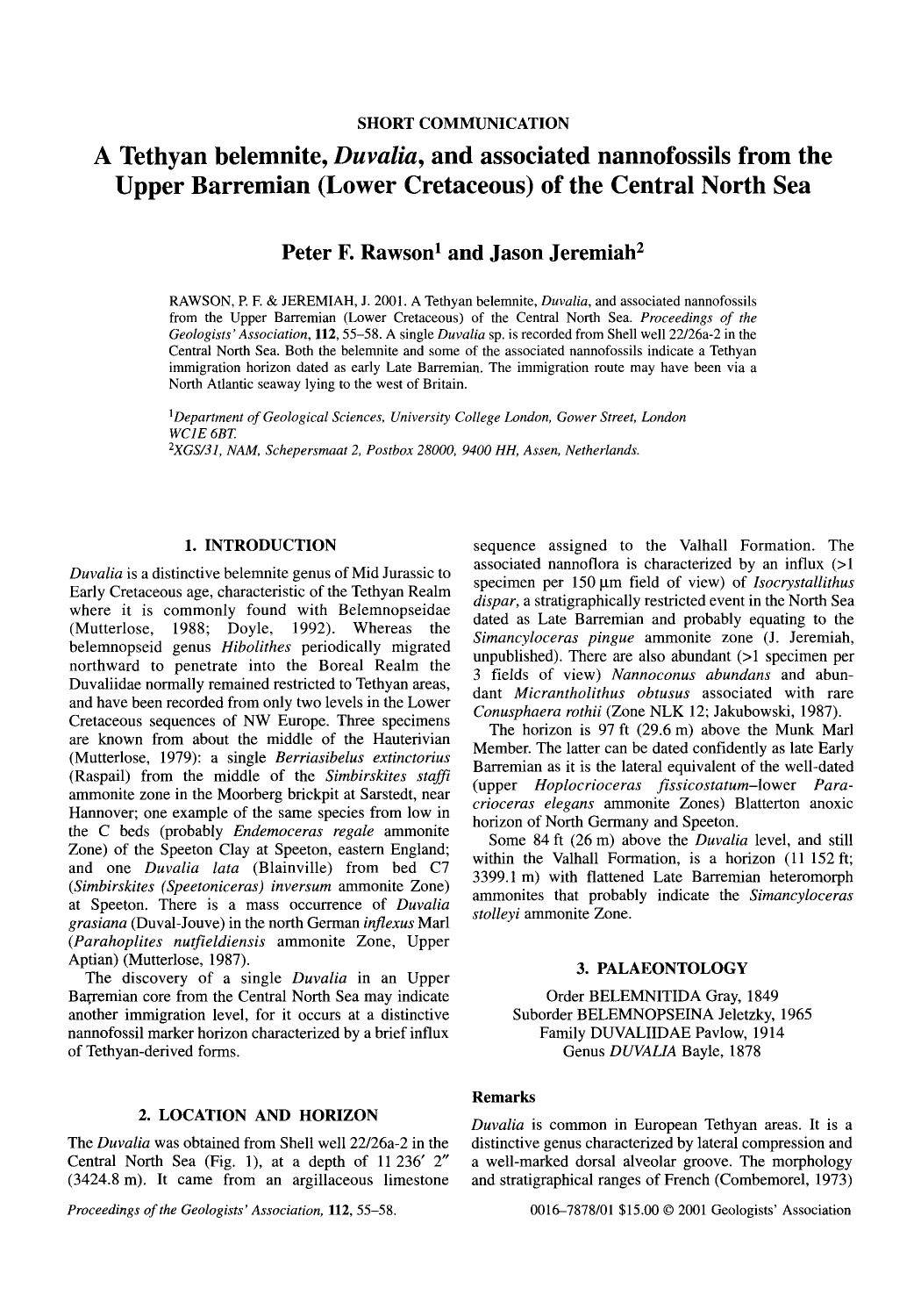SHORT COMMUNICATION

# A Tethyan belemnite, *Duvalia*, and associated nannofossils from the Upper Barremian (Lower Cretaceous) of the Central North Sea

**Peter F. Rawson[1] and Jason Jeremiah[2]**

RAWSON, P. F. & JEREMIAH, J. 2001. A Tethyan belemnite, *Duvalia*, and associated nannofossils from the Upper Barremian (Lower Cretaceous) of the Central North Sea. *Proceedings of the Geologists' Association*, **112**, 55–58. A single *Duvalia* sp. is recorded from Shell well 22/26a-2 in the Central North Sea. Both the belemnite and some of the associated nannofossils indicate a Tethyan immigration horizon dated as early Late Barremian. The immigration route may have been via a North Atlantic seaway lying to the west of Britain.

[1]*Department of Geological Sciences, University College London, Gower Street, London WC1E 6BT.*
[2]*XGS/31, NAM, Schepersmaat 2, Postbox 28000, 9400 HH, Assen, Netherlands.*

## 1. INTRODUCTION

*Duvalia* is a distinctive belemnite genus of Mid Jurassic to Early Cretaceous age, characteristic of the Tethyan Realm where it is commonly found with Belemnopseidae (Mutterlose, 1988; Doyle, 1992). Whereas the belemnopseid genus *Hibolithes* periodically migrated northward to penetrate into the Boreal Realm the Duvaliidae normally remained restricted to Tethyan areas, and have been recorded from only two levels in the Lower Cretaceous sequences of NW Europe. Three specimens are known from about the middle of the Hauterivian (Mutterlose, 1979): a single *Berriasibelus extinctorius* (Raspail) from the middle of the *Simbirskites staffi* ammonite zone in the Moorberg brickpit at Sarstedt, near Hannover; one example of the same species from low in the C beds (probably *Endemoceras regale* ammonite Zone) of the Speeton Clay at Speeton, eastern England; and one *Duvalia lata* (Blainville) from bed C7 (*Simbirskites (Speetoniceras) inversum* ammonite Zone) at Speeton. There is a mass occurrence of *Duvalia grasiana* (Duval-Jouve) in the north German *inflexus* Marl (*Parahoplites nutfieldiensis* ammonite Zone, Upper Aptian) (Mutterlose, 1987).

The discovery of a single *Duvalia* in an Upper Barremian core from the Central North Sea may indicate another immigration level, for it occurs at a distinctive nannofossil marker horizon characterized by a brief influx of Tethyan-derived forms.

## 2. LOCATION AND HORIZON

The *Duvalia* was obtained from Shell well 22/26a-2 in the Central North Sea (Fig. 1), at a depth of 11 236′ 2″ (3424.8 m). It came from an argillaceous limestone sequence assigned to the Valhall Formation. The associated nannoflora is characterized by an influx (>1 specimen per 150 µm field of view) of *Isocrystallithus dispar*, a stratigraphically restricted event in the North Sea dated as Late Barremian and probably equating to the *Simancyloceras pingue* ammonite zone (J. Jeremiah, unpublished). There are also abundant (>1 specimen per 3 fields of view) *Nannoconus abundans* and abundant *Micrantholithus obtusus* associated with rare *Conusphaera rothii* (Zone NLK 12; Jakubowski, 1987).

The horizon is 97 ft (29.6 m) above the Munk Marl Member. The latter can be dated confidently as late Early Barremian as it is the lateral equivalent of the well-dated (upper *Hoplocrioceras fissicostatum*–lower *Paracrioceras elegans* ammonite Zones) Blatterton anoxic horizon of North Germany and Speeton.

Some 84 ft (26 m) above the *Duvalia* level, and still within the Valhall Formation, is a horizon (11 152 ft; 3399.1 m) with flattened Late Barremian heteromorph ammonites that probably indicate the *Simancyloceras stolleyi* ammonite Zone.

## 3. PALAEONTOLOGY

Order BELEMNITIDA Gray, 1849
Suborder BELEMNOPSEINA Jeletzky, 1965
Family DUVALIIDAE Pavlow, 1914
Genus *DUVALIA* Bayle, 1878

### Remarks

*Duvalia* is common in European Tethyan areas. It is a distinctive genus characterized by lateral compression and a well-marked dorsal alveolar groove. The morphology and stratigraphical ranges of French (Combemorel, 1973)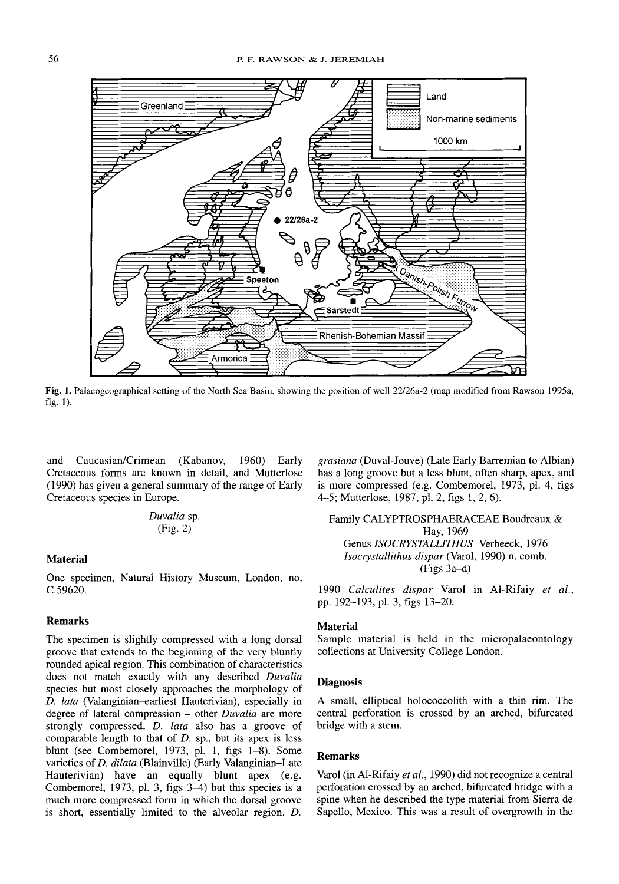Fig. 1. Palaeogeographical setting of the North Sea Basin, showing the position of well 22/26a-2 (map modified from Rawson 1995a, fig. 1).

and Caucasian/Crimean (Kabanov, 1960) Early Cretaceous forms are known in detail, and Mutterlose (1990) has given a general summary of the range of Early Cretaceous species in Europe.

*Duvalia* sp.
(Fig. 2)

### Material

One specimen, Natural History Museum, London, no. C.59620.

### Remarks

The specimen is slightly compressed with a long dorsal groove that extends to the beginning of the very bluntly rounded apical region. This combination of characteristics does not match exactly with any described *Duvalia* species but most closely approaches the morphology of *D. lata* (Valanginian–earliest Hauterivian), especially in degree of lateral compression – other *Duvalia* are more strongly compressed. *D. lata* also has a groove of comparable length to that of *D.* sp., but its apex is less blunt (see Combemorel, 1973, pl. 1, figs 1–8). Some varieties of *D. dilata* (Blainville) (Early Valanginian–Late Hauterivian) have an equally blunt apex (e.g. Combemorel, 1973, pl. 3, figs 3–4) but this species is a much more compressed form in which the dorsal groove is short, essentially limited to the alveolar region. *D. grasiana* (Duval-Jouve) (Late Early Barremian to Albian) has a long groove but a less blunt, often sharp, apex, and is more compressed (e.g. Combemorel, 1973, pl. 4, figs 4–5; Mutterlose, 1987, pl. 2, figs 1, 2, 6).

Family CALYPTROSPHAERACEAE Boudreaux & Hay, 1969
Genus *ISOCRYSTALLITHUS* Verbeeck, 1976
*Isocrystallithus dispar* (Varol, 1990) n. comb.
(Figs 3a–d)

1990 *Calculites dispar* Varol in Al-Rifaiy *et al.*, pp. 192–193, pl. 3, figs 13–20.

### Material

Sample material is held in the micropalaeontology collections at University College London.

### Diagnosis

A small, elliptical holococcolith with a thin rim. The central perforation is crossed by an arched, bifurcated bridge with a stem.

### Remarks

Varol (in Al-Rifaiy *et al.*, 1990) did not recognize a central perforation crossed by an arched, bifurcated bridge with a spine when he described the type material from Sierra de Sapello, Mexico. This was a result of overgrowth in the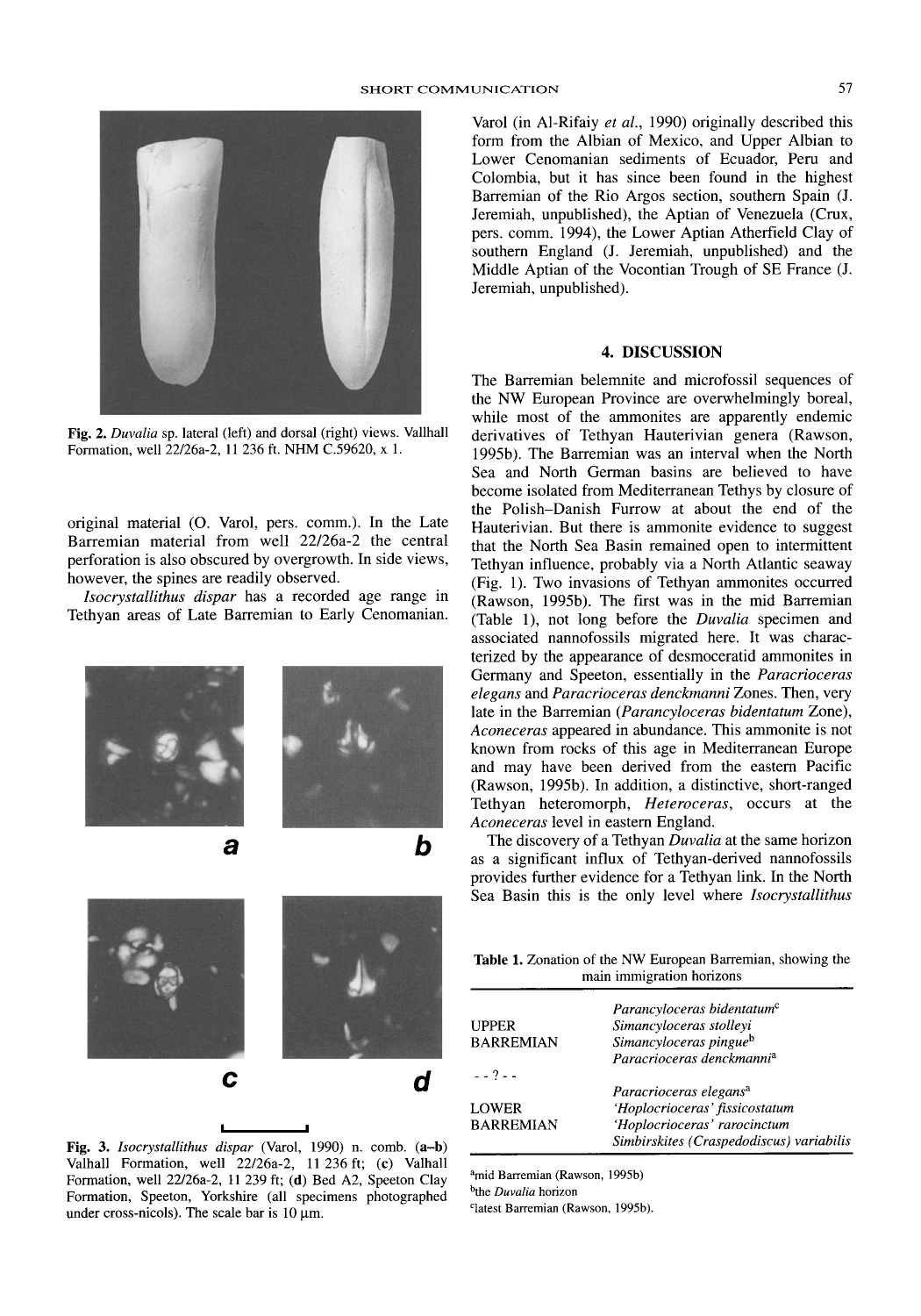Fig. 2. *Duvalia* sp. lateral (left) and dorsal (right) views. Vallhall Formation, well 22/26a-2, 11 236 ft. NHM C.59620, x 1.

original material (O. Varol, pers. comm.). In the Late Barremian material from well 22/26a-2 the central perforation is also obscured by overgrowth. In side views, however, the spines are readily observed.

*Isocrystallithus dispar* has a recorded age range in Tethyan areas of Late Barremian to Early Cenomanian.

Fig. 3. *Isocrystallithus dispar* (Varol, 1990) n. comb. (**a–b**) Valhall Formation, well 22/26a-2, 11 239 ft; (**c**) Valhall Formation, well 22/26a-2, 11 236 ft; (**d**) Bed A2, Speeton Clay Formation, Speeton, Yorkshire (all specimens photographed under cross-nicols). The scale bar is 10 μm.

Varol (in Al-Rifaiy *et al.*, 1990) originally described this form from the Albian of Mexico, and Upper Albian to Lower Cenomanian sediments of Ecuador, Peru and Colombia, but it has since been found in the highest Barremian of the Rio Argos section, southern Spain (J. Jeremiah, unpublished), the Aptian of Venezuela (Crux, pers. comm. 1994), the Lower Aptian Atherfield Clay of southern England (J. Jeremiah, unpublished) and the Middle Aptian of the Vocontian Trough of SE France (J. Jeremiah, unpublished).

## 4. DISCUSSION

The Barremian belemnite and microfossil sequences of the NW European Province are overwhelmingly boreal, while most of the ammonites are apparently endemic derivatives of Tethyan Hauterivian genera (Rawson, 1995b). The Barremian was an interval when the North Sea and North German basins are believed to have become isolated from Mediterranean Tethys by closure of the Polish–Danish Furrow at about the end of the Hauterivian. But there is ammonite evidence to suggest that the North Sea Basin remained open to intermittent Tethyan influence, probably via a North Atlantic seaway (Fig. 1). Two invasions of Tethyan ammonites occurred (Rawson, 1995b). The first was in the mid Barremian (Table 1), not long before the *Duvalia* specimen and associated nannofossils migrated here. It was characterized by the appearance of desmoceratid ammonites in Germany and Speeton, essentially in the *Paracrioceras elegans* and *Paracrioceras denckmanni* Zones. Then, very late in the Barremian (*Parancyloceras bidentatum* Zone), *Aconeceras* appeared in abundance. This ammonite is not known from rocks of this age in Mediterranean Europe and may have been derived from the eastern Pacific (Rawson, 1995b). In addition, a distinctive, short-ranged Tethyan heteromorph, *Heteroceras*, occurs at the *Aconeceras* level in eastern England.

The discovery of a Tethyan *Duvalia* at the same horizon as a significant influx of Tethyan-derived nannofossils provides further evidence for a Tethyan link. In the North Sea Basin this is the only level where *Isocrystallithus*

**Table 1.** Zonation of the NW European Barremian, showing the main immigration horizons

| | |
|---|---|
| UPPER BARREMIAN | *Parancyloceras bidentatum*[c] |
| | *Simancyloceras stolleyi* |
| | *Simancyloceras pingue*[b] |
| | *Paracrioceras denckmanni*[a] |
| - - ? - - | |
| LOWER BARREMIAN | *Paracrioceras elegans*[a] |
| | *'Hoplocrioceras' fissicostatum* |
| | *'Hoplocrioceras' rarocinctum* |
| | *Simbirskites (Craspedodiscus) variabilis* |

[a]mid Barremian (Rawson, 1995b)
[b]the *Duvalia* horizon
[c]latest Barremian (Rawson, 1995b).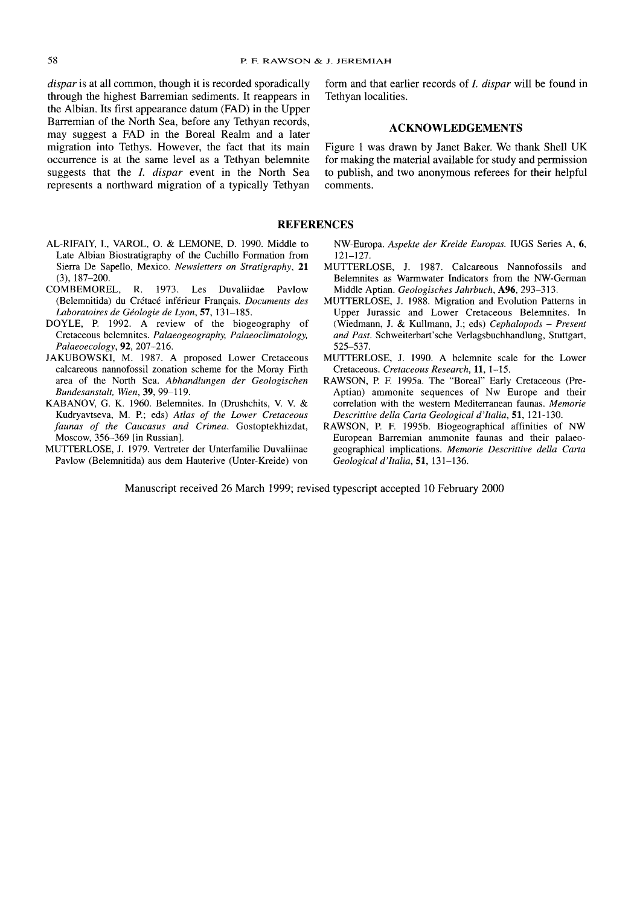*dispar* is at all common, though it is recorded sporadically through the highest Barremian sediments. It reappears in the Albian. Its first appearance datum (FAD) in the Upper Barremian of the North Sea, before any Tethyan records, may suggest a FAD in the Boreal Realm and a later migration into Tethys. However, the fact that its main occurrence is at the same level as a Tethyan belemnite suggests that the *I. dispar* event in the North Sea represents a northward migration of a typically Tethyan form and that earlier records of *I. dispar* will be found in Tethyan localities.

## ACKNOWLEDGEMENTS

Figure 1 was drawn by Janet Baker. We thank Shell UK for making the material available for study and permission to publish, and two anonymous referees for their helpful comments.

## REFERENCES

AL-RIFAIY, I., VAROL, O. & LEMONE, D. 1990. Middle to Late Albian Biostratigraphy of the Cuchillo Formation from Sierra De Sapello, Mexico. *Newsletters on Stratigraphy*, **21** (3), 187–200.

COMBEMOREL, R. 1973. Les Duvaliidae Pavlow (Belemnitida) du Crétacé inférieur Français. *Documents des Laboratoires de Géologie de Lyon*, **57**, 131–185.

DOYLE, P. 1992. A review of the biogeography of Cretaceous belemnites. *Palaeogeography, Palaeoclimatology, Palaeoecology*, **92**, 207–216.

JAKUBOWSKI, M. 1987. A proposed Lower Cretaceous calcareous nannofossil zonation scheme for the Moray Firth area of the North Sea. *Abhandlungen der Geologischen Bundesanstalt, Wien*, **39**, 99–119.

KABANOV, G. K. 1960. Belemnites. In (Drushchits, V. V. & Kudryavtseva, M. P.; eds) *Atlas of the Lower Cretaceous faunas of the Caucasus and Crimea*. Gostoptekhizdat, Moscow, 356–369 [in Russian].

MUTTERLOSE, J. 1979. Vertreter der Unterfamilie Duvaliinae Pavlow (Belemnitida) aus dem Hauterive (Unter-Kreide) von NW-Europa. *Aspekte der Kreide Europas*. IUGS Series A, **6**, 121–127.

MUTTERLOSE, J. 1987. Calcareous Nannofossils and Belemnites as Warmwater Indicators from the NW-German Middle Aptian. *Geologisches Jahrbuch*, **A96**, 293–313.

MUTTERLOSE, J. 1988. Migration and Evolution Patterns in Upper Jurassic and Lower Cretaceous Belemnites. In (Wiedmann, J. & Kullmann, J.; eds) *Cephalopods – Present and Past*. Schweiterbart'sche Verlagsbuchhandlung, Stuttgart, 525–537.

MUTTERLOSE, J. 1990. A belemnite scale for the Lower Cretaceous. *Cretaceous Research*, **11**, 1–15.

RAWSON, P. F. 1995a. The "Boreal" Early Cretaceous (Pre-Aptian) ammonite sequences of Nw Europe and their correlation with the western Mediterranean faunas. *Memorie Descrittive della Carta Geological d'Italia*, **51**, 121-130.

RAWSON, P. F. 1995b. Biogeographical affinities of NW European Barremian ammonite faunas and their palaeogeographical implications. *Memorie Descrittive della Carta Geological d'Italia*, **51**, 131–136.

Manuscript received 26 March 1999; revised typescript accepted 10 February 2000